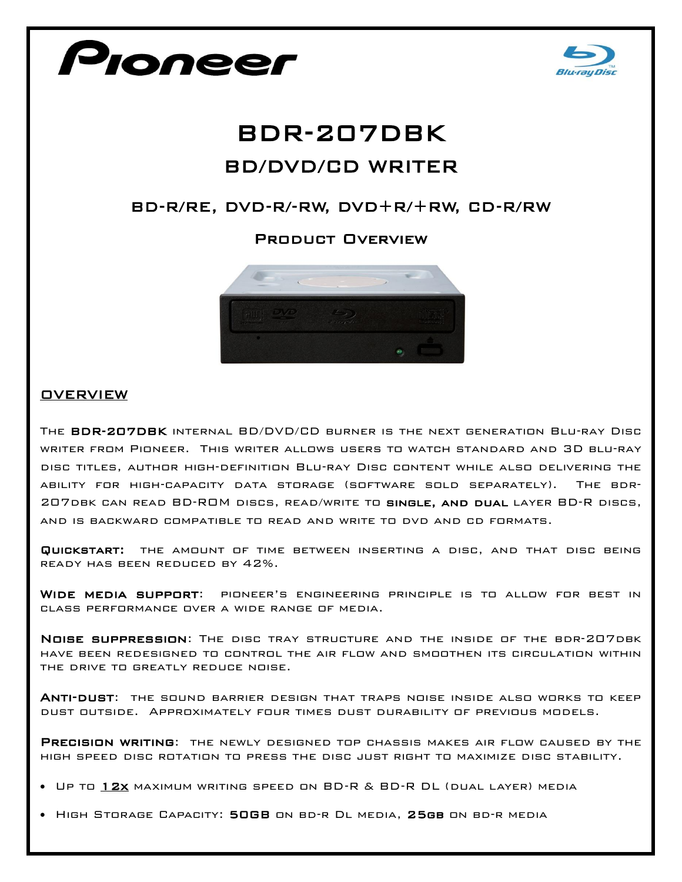# BDR-207DBK

## BD/DVD/CD WRITER

### BD-R/RE, DVD-R/-RW, DVD+R/+RW, CD-R/RW

### Product Overview

## OVERVIEW

The **BDR-207DBK** internal BD/DVD/CD burner is the next generation Blu-ray Disc writer from Pioneer. This writer allows users to watch standard and 3D blu-ray disc titles, author high-definition Blu-ray Disc content while also delivering the ability for high-capacity data storage (software sold separately). The BDR-207DBK can read BD-ROM discs, read/write to **single, and dual** layer BD-R discs, and is backward compatible to read and write to DVD and CD formats.

**Quickstart:** the amount of time between inserting a disc, and that disc being ready has been reduced by 42%.

**Wide media support**: Pioneer's engineering principle is to allow for best in class performance over a wide range of media.

**Noise suppression**: The disc tray structure and the inside of the BDR-207DBK have been redesigned to control the air flow and smoothen its circulation within the drive to greatly reduce noise.

**Anti-dust**: the sound barrier design that traps noise inside also works to keep dust outside. Approximately four times dust durability of previous models.

**Precision writing**: the newly designed top chassis makes air flow caused by the high speed disc rotation to press the disc just right to maximize disc stability.

- Up to **12x** maximum writing speed on BD-R & BD-R DL (dual layer) media
- High Storage Capacity: **50GB** on BD-R DL media, **25GB** on BD-R media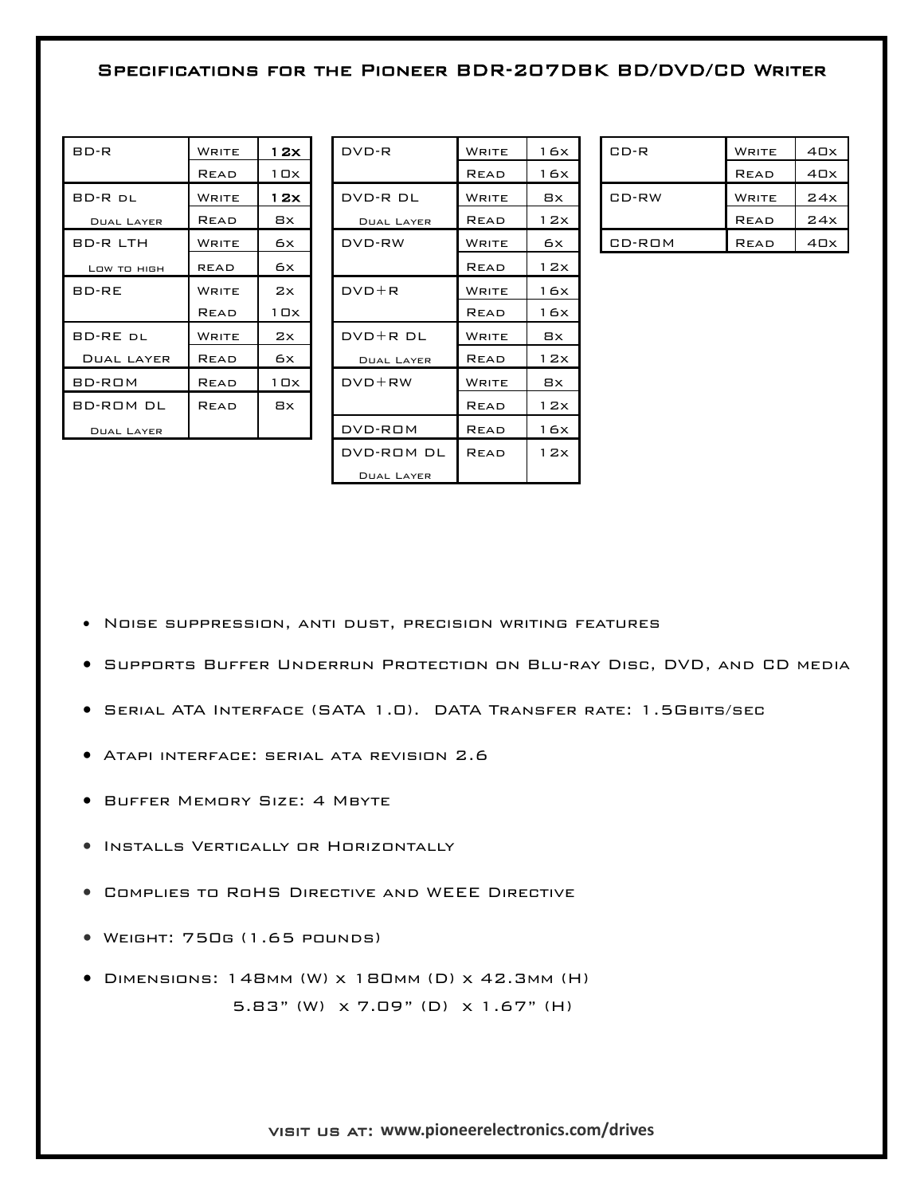# Specifications for the Pioneer BDR-207DBK BD/DVD/CD Writer

| | | |
|---|---|---|
| BD-R | Write | **12x** |
| | Read | 10x |
| BD-R dl<br>Dual Layer | Write | **12x** |
| | Read | 8x |
| BD-R LTH<br>Low to high | Write | 6x |
| | read | 6x |
| BD-RE | Write | 2x |
| | Read | 10x |
| BD-RE dl<br>Dual layer | Write | 2x |
| | Read | 6x |
| BD-ROM | Read | 10x |
| BD-ROM DL<br>Dual Layer | Read | 8x |

| | | |
|---|---|---|
| DVD-R | Write | 16x |
| | Read | 16x |
| DVD-R DL<br>Dual Layer | Write | 8x |
| | Read | 12x |
| DVD-RW | Write | 6x |
| | Read | 12x |
| DVD+R | Write | 16x |
| | Read | 16x |
| DVD+R DL<br>Dual Layer | Write | 8x |
| | Read | 12x |
| DVD+RW | Write | 8x |
| | Read | 12x |
| DVD-ROM | Read | 16x |
| DVD-ROM DL<br>Dual Layer | Read | 12x |

| | | |
|---|---|---|
| CD-R | Write | 40x |
| | Read | 40x |
| CD-RW | Write | 24x |
| | Read | 24x |
| CD-ROM | Read | 40x |

- Noise suppression, anti dust, precision writing features
- Supports Buffer Underrun Protection on Blu-ray Disc, DVD, and CD media
- Serial ATA Interface (SATA 1.0). DATA Transfer rate: 1.5Gbits/sec
- Atapi interface: serial ata revision 2.6
- Buffer Memory Size: 4 Mbyte
- Installs Vertically or Horizontally
- Complies to RoHS Directive and WEEE Directive
- Weight: 750g (1.65 pounds)
- Dimensions: 148mm (W) x 180mm (D) x 42.3mm (H)
  5.83" (W) x 7.09" (D) x 1.67" (H)

visit us at: **www.pioneerelectronics.com/drives**